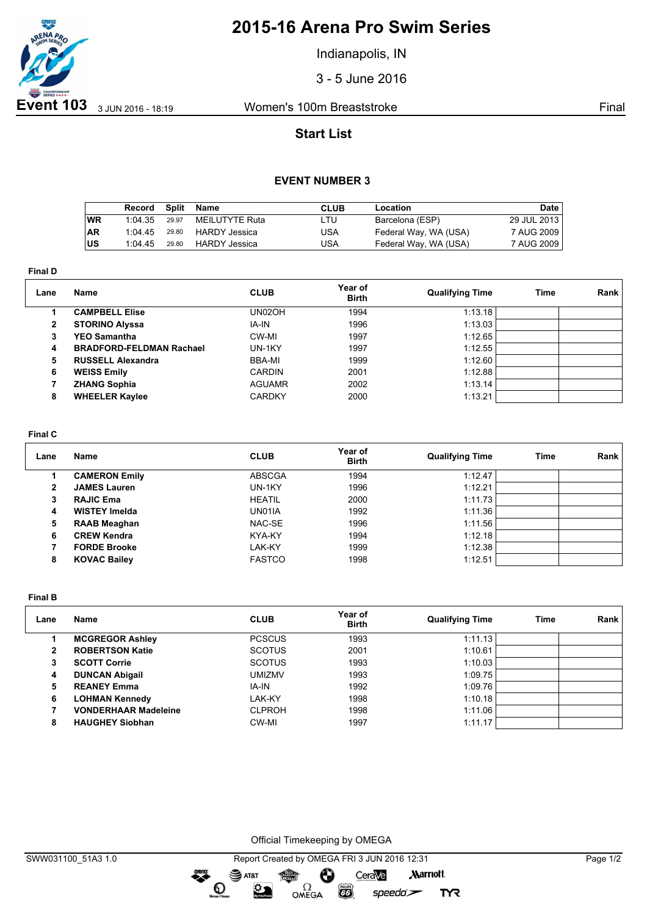# 2015-16 Arena Pro Swim Series

Indianapolis, IN

3 - 5 June 2016

**Event 103** 3 JUN 2016 - 18:19 — Women's 100m Breaststroke — Final

## Start List

### EVENT NUMBER 3

| | Record | Split | Name | CLUB | Location | Date |
|---|---|---|---|---|---|---|
| WR | 1:04.35 | 29.97 | MEILUTYTE Ruta | LTU | Barcelona (ESP) | 29 JUL 2013 |
| AR | 1:04.45 | 29.80 | HARDY Jessica | USA | Federal Way, WA (USA) | 7 AUG 2009 |
| US | 1:04.45 | 29.80 | HARDY Jessica | USA | Federal Way, WA (USA) | 7 AUG 2009 |

**Final D**

| Lane | Name | CLUB | Year of Birth | Qualifying Time | Time | Rank |
|---|---|---|---|---|---|---|
| 1 | **CAMPBELL Elise** | UN02OH | 1994 | 1:13.18 | | |
| 2 | **STORINO Alyssa** | IA-IN | 1996 | 1:13.03 | | |
| 3 | **YEO Samantha** | CW-MI | 1997 | 1:12.65 | | |
| 4 | **BRADFORD-FELDMAN Rachael** | UN-1KY | 1997 | 1:12.55 | | |
| 5 | **RUSSELL Alexandra** | BBA-MI | 1999 | 1:12.60 | | |
| 6 | **WEISS Emily** | CARDIN | 2001 | 1:12.88 | | |
| 7 | **ZHANG Sophia** | AGUAMR | 2002 | 1:13.14 | | |
| 8 | **WHEELER Kaylee** | CARDKY | 2000 | 1:13.21 | | |

**Final C**

| Lane | Name | CLUB | Year of Birth | Qualifying Time | Time | Rank |
|---|---|---|---|---|---|---|
| 1 | **CAMERON Emily** | ABSCGA | 1994 | 1:12.47 | | |
| 2 | **JAMES Lauren** | UN-1KY | 1996 | 1:12.21 | | |
| 3 | **RAJIC Ema** | HEATIL | 2000 | 1:11.73 | | |
| 4 | **WISTEY Imelda** | UN01IA | 1992 | 1:11.36 | | |
| 5 | **RAAB Meaghan** | NAC-SE | 1996 | 1:11.56 | | |
| 6 | **CREW Kendra** | KYA-KY | 1994 | 1:12.18 | | |
| 7 | **FORDE Brooke** | LAK-KY | 1999 | 1:12.38 | | |
| 8 | **KOVAC Bailey** | FASTCO | 1998 | 1:12.51 | | |

**Final B**

| Lane | Name | CLUB | Year of Birth | Qualifying Time | Time | Rank |
|---|---|---|---|---|---|---|
| 1 | **MCGREGOR Ashley** | PCSCUS | 1993 | 1:11.13 | | |
| 2 | **ROBERTSON Katie** | SCOTUS | 2001 | 1:10.61 | | |
| 3 | **SCOTT Corrie** | SCOTUS | 1993 | 1:10.03 | | |
| 4 | **DUNCAN Abigail** | UMIZMV | 1993 | 1:09.75 | | |
| 5 | **REANEY Emma** | IA-IN | 1992 | 1:09.76 | | |
| 6 | **LOHMAN Kennedy** | LAK-KY | 1998 | 1:10.18 | | |
| 7 | **VONDERHAAR Madeleine** | CLPROH | 1998 | 1:11.06 | | |
| 8 | **HAUGHEY Siobhan** | CW-MI | 1997 | 1:11.17 | | |

Official Timekeeping by OMEGA

SWW031100_51A3 1.0 — Report Created by OMEGA FRI 3 JUN 2016 12:31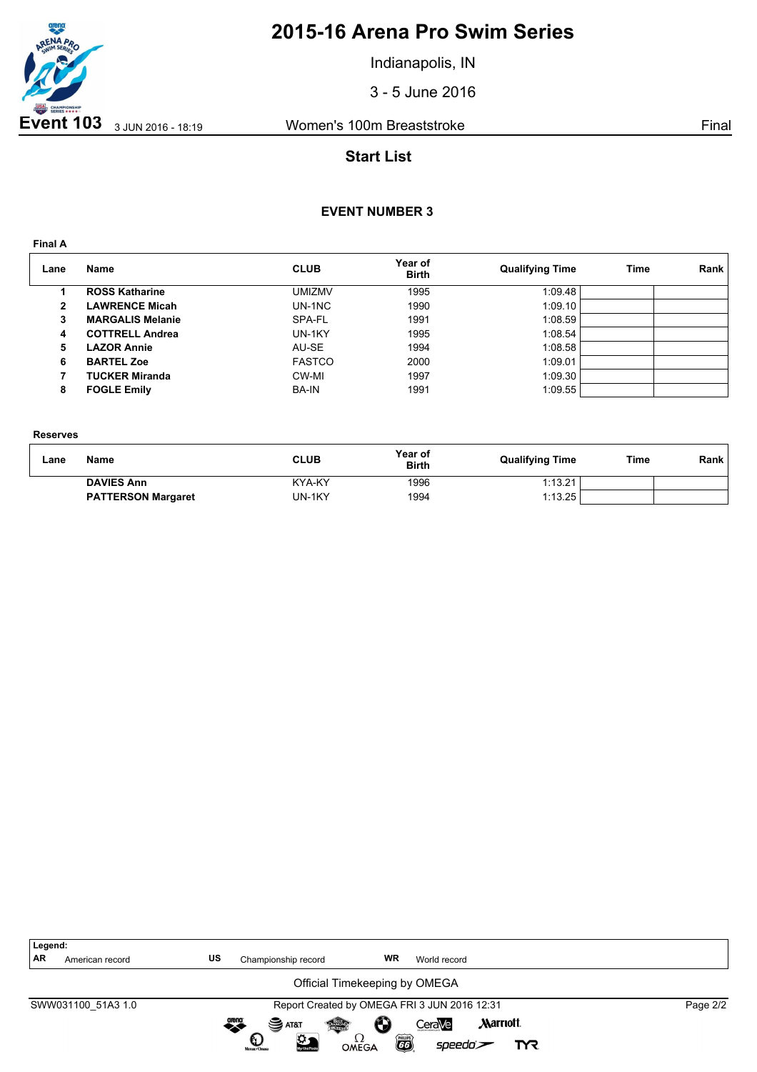# 2015-16 Arena Pro Swim Series

Indianapolis, IN

3 - 5 June 2016

**Event 103** 3 JUN 2016 - 18:19 Women's 100m Breaststroke Final

## Start List

### EVENT NUMBER 3

**Final A**

| Lane | Name | CLUB | Year of Birth | Qualifying Time | Time | Rank |
|---|---|---|---|---|---|---|
| 1 | **ROSS Katharine** | UMIZMV | 1995 | 1:09.48 | | |
| 2 | **LAWRENCE Micah** | UN-1NC | 1990 | 1:09.10 | | |
| 3 | **MARGALIS Melanie** | SPA-FL | 1991 | 1:08.59 | | |
| 4 | **COTTRELL Andrea** | UN-1KY | 1995 | 1:08.54 | | |
| 5 | **LAZOR Annie** | AU-SE | 1994 | 1:08.58 | | |
| 6 | **BARTEL Zoe** | FASTCO | 2000 | 1:09.01 | | |
| 7 | **TUCKER Miranda** | CW-MI | 1997 | 1:09.30 | | |
| 8 | **FOGLE Emily** | BA-IN | 1991 | 1:09.55 | | |

**Reserves**

| Lane | Name | CLUB | Year of Birth | Qualifying Time | Time | Rank |
|---|---|---|---|---|---|---|
| | **DAVIES Ann** | KYA-KY | 1996 | 1:13.21 | | |
| | **PATTERSON Margaret** | UN-1KY | 1994 | 1:13.25 | | |

Legend:
**AR** American record **US** Championship record **WR** World record

Official Timekeeping by OMEGA

SWW031100_51A3 1.0 Report Created by OMEGA FRI 3 JUN 2016 12:31